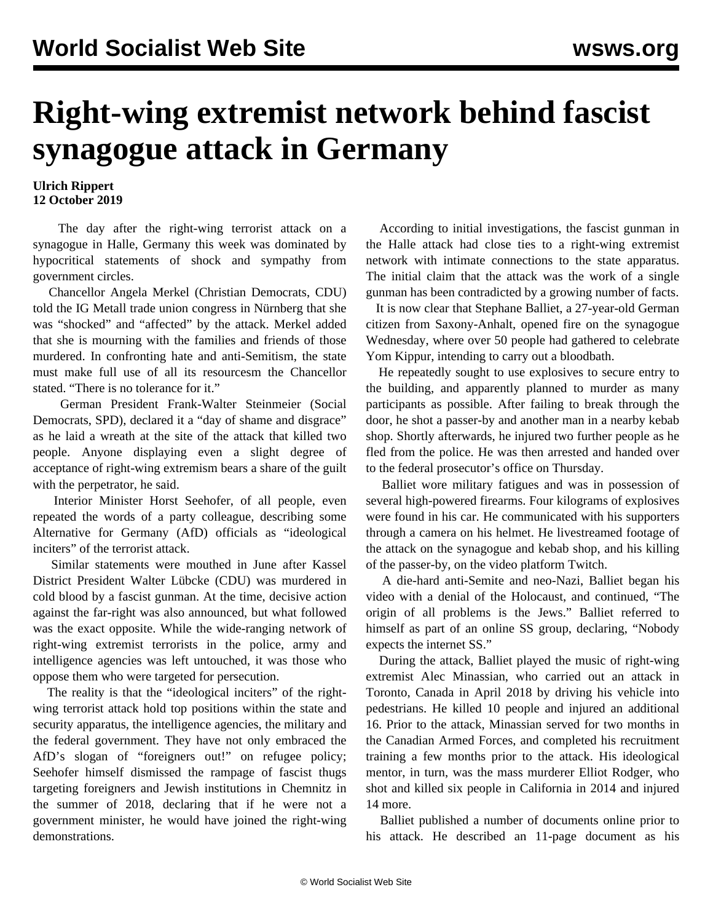# Right-wing extremist network behind fascist synagogue attack in Germany

**Ulrich Rippert**
**12 October 2019**

The day after the right-wing terrorist attack on a synagogue in Halle, Germany this week was dominated by hypocritical statements of shock and sympathy from government circles.

Chancellor Angela Merkel (Christian Democrats, CDU) told the IG Metall trade union congress in Nürnberg that she was "shocked" and "affected" by the attack. Merkel added that she is mourning with the families and friends of those murdered. In confronting hate and anti-Semitism, the state must make full use of all its resourcesm the Chancellor stated. "There is no tolerance for it."

German President Frank-Walter Steinmeier (Social Democrats, SPD), declared it a "day of shame and disgrace" as he laid a wreath at the site of the attack that killed two people. Anyone displaying even a slight degree of acceptance of right-wing extremism bears a share of the guilt with the perpetrator, he said.

Interior Minister Horst Seehofer, of all people, even repeated the words of a party colleague, describing some Alternative for Germany (AfD) officials as "ideological inciters" of the terrorist attack.

Similar statements were mouthed in June after Kassel District President Walter Lübcke (CDU) was murdered in cold blood by a fascist gunman. At the time, decisive action against the far-right was also announced, but what followed was the exact opposite. While the wide-ranging network of right-wing extremist terrorists in the police, army and intelligence agencies was left untouched, it was those who oppose them who were targeted for persecution.

The reality is that the "ideological inciters" of the right-wing terrorist attack hold top positions within the state and security apparatus, the intelligence agencies, the military and the federal government. They have not only embraced the AfD's slogan of "foreigners out!" on refugee policy; Seehofer himself dismissed the rampage of fascist thugs targeting foreigners and Jewish institutions in Chemnitz in the summer of 2018, declaring that if he were not a government minister, he would have joined the right-wing demonstrations.

According to initial investigations, the fascist gunman in the Halle attack had close ties to a right-wing extremist network with intimate connections to the state apparatus. The initial claim that the attack was the work of a single gunman has been contradicted by a growing number of facts.

It is now clear that Stephane Balliet, a 27-year-old German citizen from Saxony-Anhalt, opened fire on the synagogue Wednesday, where over 50 people had gathered to celebrate Yom Kippur, intending to carry out a bloodbath.

He repeatedly sought to use explosives to secure entry to the building, and apparently planned to murder as many participants as possible. After failing to break through the door, he shot a passer-by and another man in a nearby kebab shop. Shortly afterwards, he injured two further people as he fled from the police. He was then arrested and handed over to the federal prosecutor's office on Thursday.

Balliet wore military fatigues and was in possession of several high-powered firearms. Four kilograms of explosives were found in his car. He communicated with his supporters through a camera on his helmet. He livestreamed footage of the attack on the synagogue and kebab shop, and his killing of the passer-by, on the video platform Twitch.

A die-hard anti-Semite and neo-Nazi, Balliet began his video with a denial of the Holocaust, and continued, "The origin of all problems is the Jews." Balliet referred to himself as part of an online SS group, declaring, "Nobody expects the internet SS."

During the attack, Balliet played the music of right-wing extremist Alec Minassian, who carried out an attack in Toronto, Canada in April 2018 by driving his vehicle into pedestrians. He killed 10 people and injured an additional 16. Prior to the attack, Minassian served for two months in the Canadian Armed Forces, and completed his recruitment training a few months prior to the attack. His ideological mentor, in turn, was the mass murderer Elliot Rodger, who shot and killed six people in California in 2014 and injured 14 more.

Balliet published a number of documents online prior to his attack. He described an 11-page document as his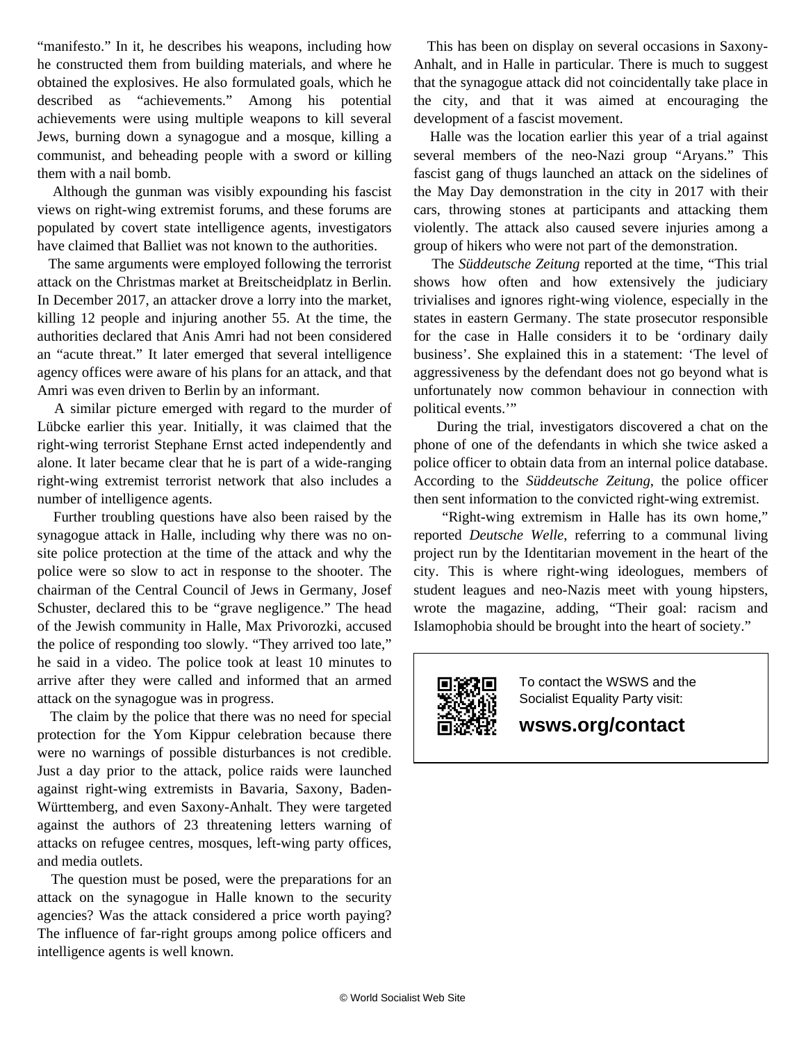"manifesto." In it, he describes his weapons, including how he constructed them from building materials, and where he obtained the explosives. He also formulated goals, which he described as "achievements." Among his potential achievements were using multiple weapons to kill several Jews, burning down a synagogue and a mosque, killing a communist, and beheading people with a sword or killing them with a nail bomb.

Although the gunman was visibly expounding his fascist views on right-wing extremist forums, and these forums are populated by covert state intelligence agents, investigators have claimed that Balliet was not known to the authorities.

The same arguments were employed following the terrorist attack on the Christmas market at Breitscheidplatz in Berlin. In December 2017, an attacker drove a lorry into the market, killing 12 people and injuring another 55. At the time, the authorities declared that Anis Amri had not been considered an "acute threat." It later emerged that several intelligence agency offices were aware of his plans for an attack, and that Amri was even driven to Berlin by an informant.

A similar picture emerged with regard to the murder of Lübcke earlier this year. Initially, it was claimed that the right-wing terrorist Stephane Ernst acted independently and alone. It later became clear that he is part of a wide-ranging right-wing extremist terrorist network that also includes a number of intelligence agents.

Further troubling questions have also been raised by the synagogue attack in Halle, including why there was no on-site police protection at the time of the attack and why the police were so slow to act in response to the shooter. The chairman of the Central Council of Jews in Germany, Josef Schuster, declared this to be "grave negligence." The head of the Jewish community in Halle, Max Privorozki, accused the police of responding too slowly. "They arrived too late," he said in a video. The police took at least 10 minutes to arrive after they were called and informed that an armed attack on the synagogue was in progress.

The claim by the police that there was no need for special protection for the Yom Kippur celebration because there were no warnings of possible disturbances is not credible. Just a day prior to the attack, police raids were launched against right-wing extremists in Bavaria, Saxony, Baden-Württemberg, and even Saxony-Anhalt. They were targeted against the authors of 23 threatening letters warning of attacks on refugee centres, mosques, left-wing party offices, and media outlets.

The question must be posed, were the preparations for an attack on the synagogue in Halle known to the security agencies? Was the attack considered a price worth paying? The influence of far-right groups among police officers and intelligence agents is well known.

This has been on display on several occasions in Saxony-Anhalt, and in Halle in particular. There is much to suggest that the synagogue attack did not coincidentally take place in the city, and that it was aimed at encouraging the development of a fascist movement.

Halle was the location earlier this year of a trial against several members of the neo-Nazi group "Aryans." This fascist gang of thugs launched an attack on the sidelines of the May Day demonstration in the city in 2017 with their cars, throwing stones at participants and attacking them violently. The attack also caused severe injuries among a group of hikers who were not part of the demonstration.

The *Süddeutsche Zeitung* reported at the time, "This trial shows how often and how extensively the judiciary trivialises and ignores right-wing violence, especially in the states in eastern Germany. The state prosecutor responsible for the case in Halle considers it to be 'ordinary daily business'. She explained this in a statement: 'The level of aggressiveness by the defendant does not go beyond what is unfortunately now common behaviour in connection with political events.'"

During the trial, investigators discovered a chat on the phone of one of the defendants in which she twice asked a police officer to obtain data from an internal police database. According to the *Süddeutsche Zeitung*, the police officer then sent information to the convicted right-wing extremist.

"Right-wing extremism in Halle has its own home," reported *Deutsche Welle*, referring to a communal living project run by the Identitarian movement in the heart of the city. This is where right-wing ideologues, members of student leagues and neo-Nazis meet with young hipsters, wrote the magazine, adding, "Their goal: racism and Islamophobia should be brought into the heart of society."

To contact the WSWS and the Socialist Equality Party visit:

**wsws.org/contact**